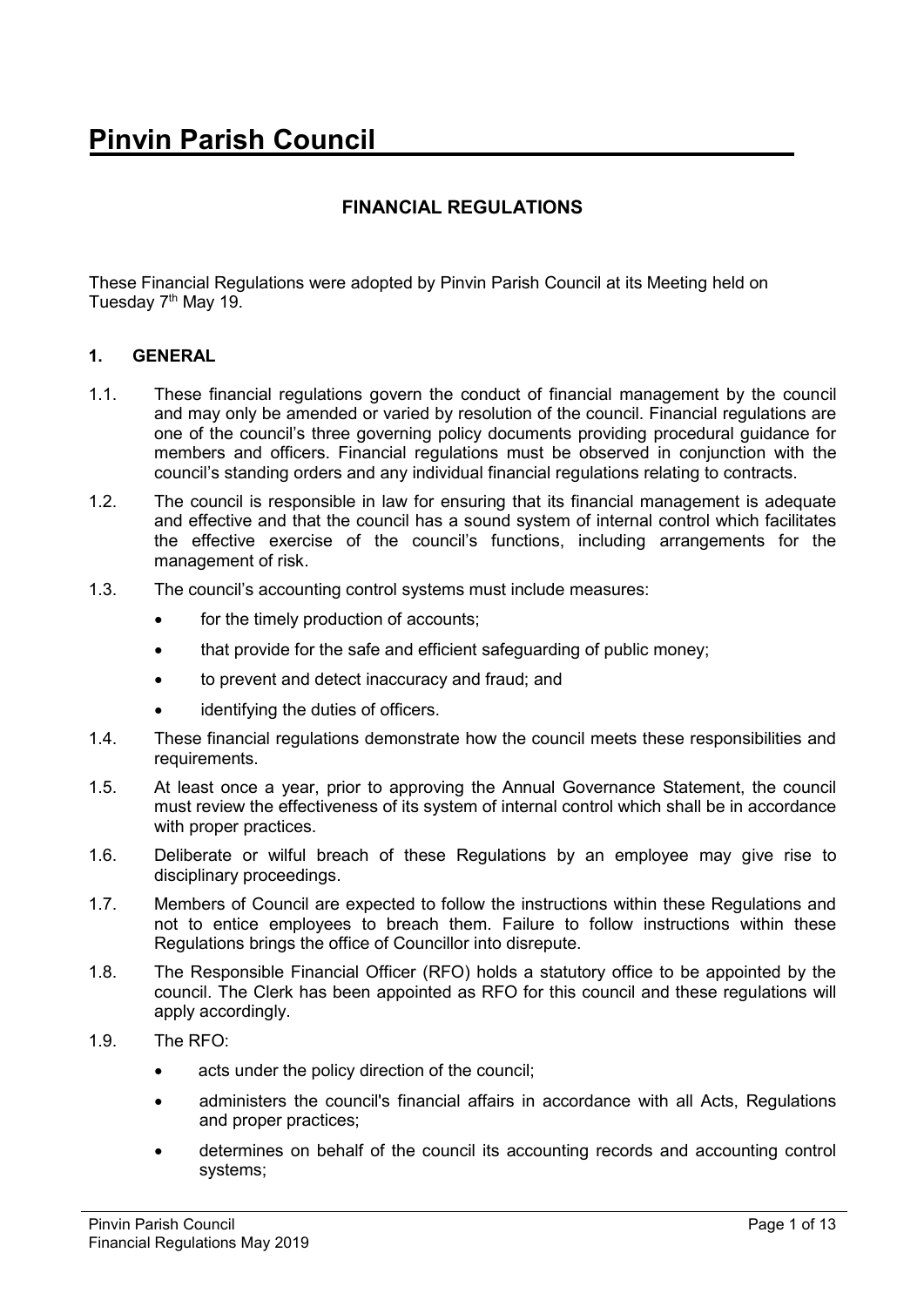# Pinvin Parish Council

## FINANCIAL REGULATIONS

These Financial Regulations were adopted by Pinvin Parish Council at its Meeting held on Tuesday 7th May 19.

### 1. GENERAL

1.1. These financial regulations govern the conduct of financial management by the council and may only be amended or varied by resolution of the council. Financial regulations are one of the council's three governing policy documents providing procedural guidance for members and officers. Financial regulations must be observed in conjunction with the council's standing orders and any individual financial regulations relating to contracts.

1.2. The council is responsible in law for ensuring that its financial management is adequate and effective and that the council has a sound system of internal control which facilitates the effective exercise of the council's functions, including arrangements for the management of risk.

1.3. The council's accounting control systems must include measures:

- for the timely production of accounts;
- that provide for the safe and efficient safeguarding of public money;
- to prevent and detect inaccuracy and fraud; and
- identifying the duties of officers.

1.4. These financial regulations demonstrate how the council meets these responsibilities and requirements.

1.5. At least once a year, prior to approving the Annual Governance Statement, the council must review the effectiveness of its system of internal control which shall be in accordance with proper practices.

1.6. Deliberate or wilful breach of these Regulations by an employee may give rise to disciplinary proceedings.

1.7. Members of Council are expected to follow the instructions within these Regulations and not to entice employees to breach them. Failure to follow instructions within these Regulations brings the office of Councillor into disrepute.

1.8. The Responsible Financial Officer (RFO) holds a statutory office to be appointed by the council. The Clerk has been appointed as RFO for this council and these regulations will apply accordingly.

1.9. The RFO:

- acts under the policy direction of the council;
- administers the council's financial affairs in accordance with all Acts, Regulations and proper practices;
- determines on behalf of the council its accounting records and accounting control systems;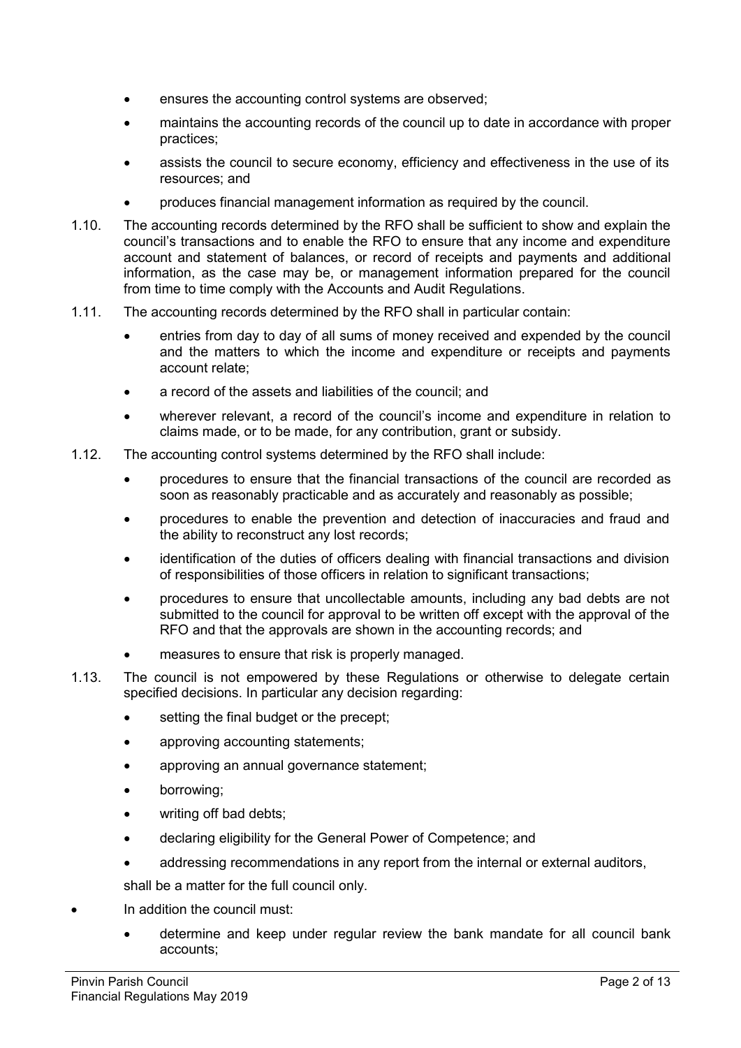- ensures the accounting control systems are observed;
- maintains the accounting records of the council up to date in accordance with proper practices;
- assists the council to secure economy, efficiency and effectiveness in the use of its resources; and
- produces financial management information as required by the council.

1.10. The accounting records determined by the RFO shall be sufficient to show and explain the council's transactions and to enable the RFO to ensure that any income and expenditure account and statement of balances, or record of receipts and payments and additional information, as the case may be, or management information prepared for the council from time to time comply with the Accounts and Audit Regulations.

1.11. The accounting records determined by the RFO shall in particular contain:

- entries from day to day of all sums of money received and expended by the council and the matters to which the income and expenditure or receipts and payments account relate;
- a record of the assets and liabilities of the council; and
- wherever relevant, a record of the council's income and expenditure in relation to claims made, or to be made, for any contribution, grant or subsidy.

1.12. The accounting control systems determined by the RFO shall include:

- procedures to ensure that the financial transactions of the council are recorded as soon as reasonably practicable and as accurately and reasonably as possible;
- procedures to enable the prevention and detection of inaccuracies and fraud and the ability to reconstruct any lost records;
- identification of the duties of officers dealing with financial transactions and division of responsibilities of those officers in relation to significant transactions;
- procedures to ensure that uncollectable amounts, including any bad debts are not submitted to the council for approval to be written off except with the approval of the RFO and that the approvals are shown in the accounting records; and
- measures to ensure that risk is properly managed.

1.13. The council is not empowered by these Regulations or otherwise to delegate certain specified decisions. In particular any decision regarding:

- setting the final budget or the precept;
- approving accounting statements;
- approving an annual governance statement;
- borrowing;
- writing off bad debts;
- declaring eligibility for the General Power of Competence; and
- addressing recommendations in any report from the internal or external auditors,

shall be a matter for the full council only.

- In addition the council must:
  - determine and keep under regular review the bank mandate for all council bank accounts;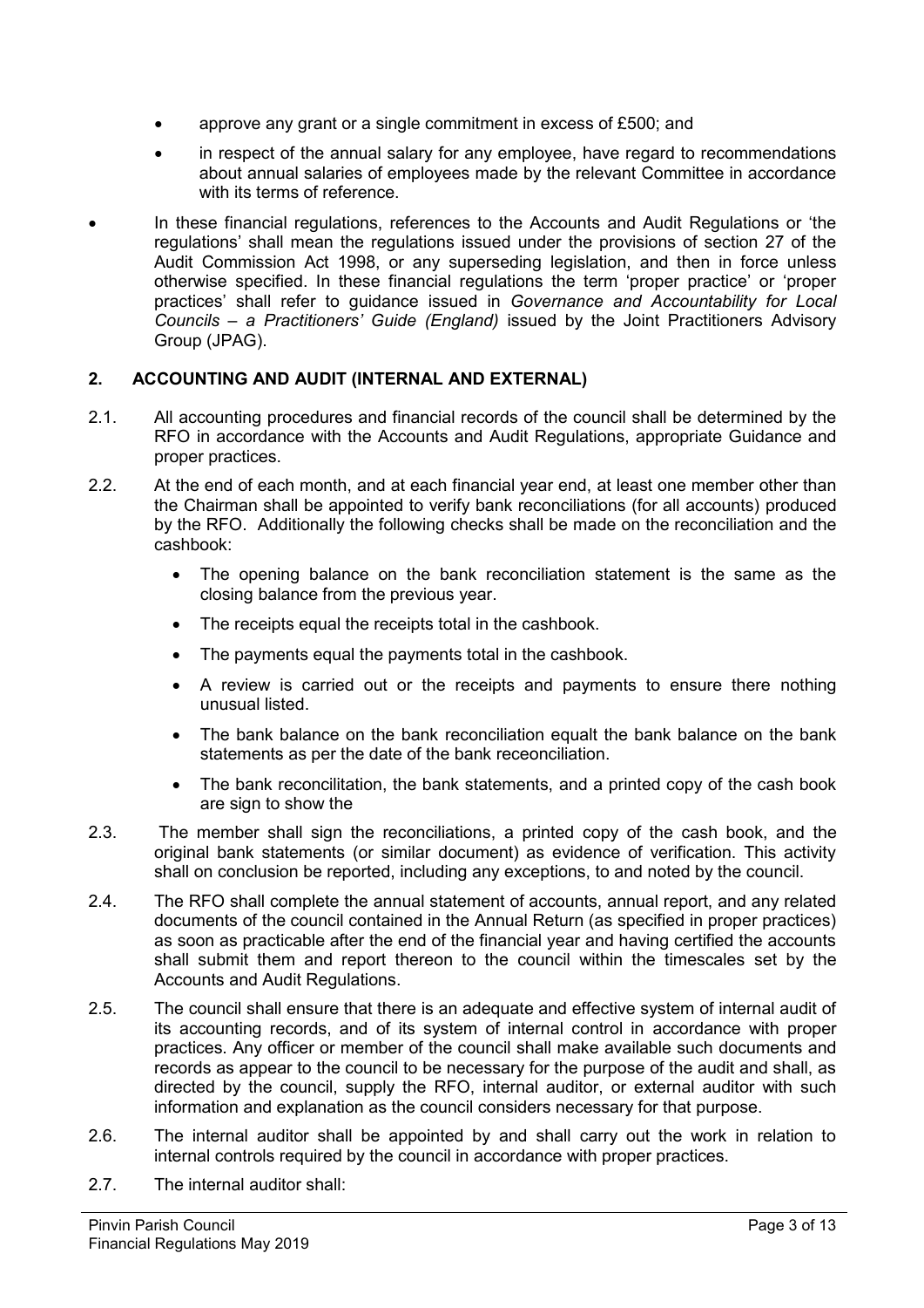- approve any grant or a single commitment in excess of £500; and
- in respect of the annual salary for any employee, have regard to recommendations about annual salaries of employees made by the relevant Committee in accordance with its terms of reference.

- In these financial regulations, references to the Accounts and Audit Regulations or 'the regulations' shall mean the regulations issued under the provisions of section 27 of the Audit Commission Act 1998, or any superseding legislation, and then in force unless otherwise specified. In these financial regulations the term 'proper practice' or 'proper practices' shall refer to guidance issued in *Governance and Accountability for Local Councils – a Practitioners' Guide (England)* issued by the Joint Practitioners Advisory Group (JPAG).

## 2. ACCOUNTING AND AUDIT (INTERNAL AND EXTERNAL)

2.1. All accounting procedures and financial records of the council shall be determined by the RFO in accordance with the Accounts and Audit Regulations, appropriate Guidance and proper practices.

2.2. At the end of each month, and at each financial year end, at least one member other than the Chairman shall be appointed to verify bank reconciliations (for all accounts) produced by the RFO. Additionally the following checks shall be made on the reconciliation and the cashbook:

- The opening balance on the bank reconciliation statement is the same as the closing balance from the previous year.
- The receipts equal the receipts total in the cashbook.
- The payments equal the payments total in the cashbook.
- A review is carried out or the receipts and payments to ensure there nothing unusual listed.
- The bank balance on the bank reconciliation equalt the bank balance on the bank statements as per the date of the bank receonciliation.
- The bank reconcilitation, the bank statements, and a printed copy of the cash book are sign to show the

2.3. The member shall sign the reconciliations, a printed copy of the cash book, and the original bank statements (or similar document) as evidence of verification. This activity shall on conclusion be reported, including any exceptions, to and noted by the council.

2.4. The RFO shall complete the annual statement of accounts, annual report, and any related documents of the council contained in the Annual Return (as specified in proper practices) as soon as practicable after the end of the financial year and having certified the accounts shall submit them and report thereon to the council within the timescales set by the Accounts and Audit Regulations.

2.5. The council shall ensure that there is an adequate and effective system of internal audit of its accounting records, and of its system of internal control in accordance with proper practices. Any officer or member of the council shall make available such documents and records as appear to the council to be necessary for the purpose of the audit and shall, as directed by the council, supply the RFO, internal auditor, or external auditor with such information and explanation as the council considers necessary for that purpose.

2.6. The internal auditor shall be appointed by and shall carry out the work in relation to internal controls required by the council in accordance with proper practices.

2.7. The internal auditor shall: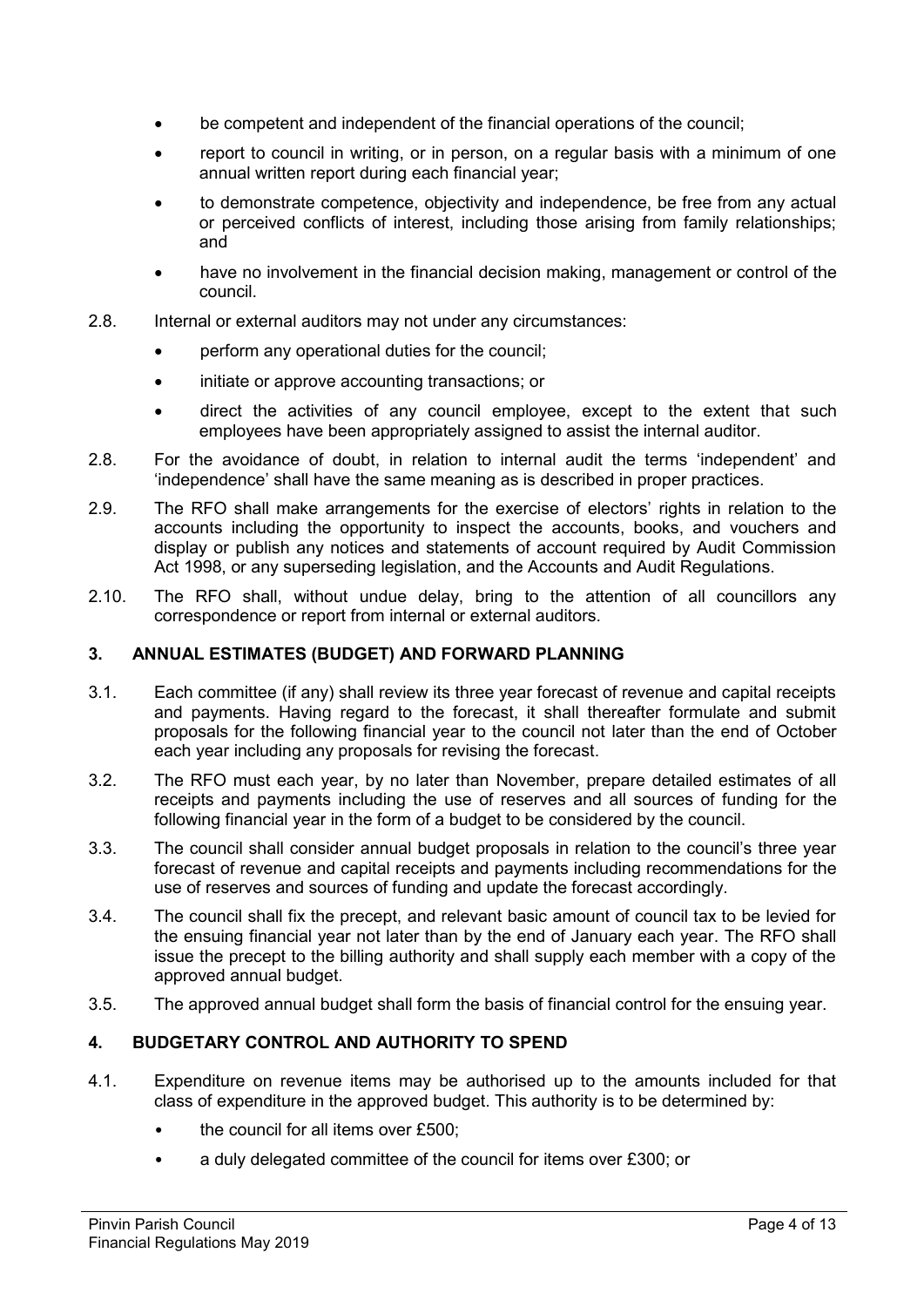- be competent and independent of the financial operations of the council;
- report to council in writing, or in person, on a regular basis with a minimum of one annual written report during each financial year;
- to demonstrate competence, objectivity and independence, be free from any actual or perceived conflicts of interest, including those arising from family relationships; and
- have no involvement in the financial decision making, management or control of the council.

2.8. Internal or external auditors may not under any circumstances:

- perform any operational duties for the council;
- initiate or approve accounting transactions; or
- direct the activities of any council employee, except to the extent that such employees have been appropriately assigned to assist the internal auditor.

2.8. For the avoidance of doubt, in relation to internal audit the terms 'independent' and 'independence' shall have the same meaning as is described in proper practices.

2.9. The RFO shall make arrangements for the exercise of electors' rights in relation to the accounts including the opportunity to inspect the accounts, books, and vouchers and display or publish any notices and statements of account required by Audit Commission Act 1998, or any superseding legislation, and the Accounts and Audit Regulations.

2.10. The RFO shall, without undue delay, bring to the attention of all councillors any correspondence or report from internal or external auditors.

## 3. ANNUAL ESTIMATES (BUDGET) AND FORWARD PLANNING

3.1. Each committee (if any) shall review its three year forecast of revenue and capital receipts and payments. Having regard to the forecast, it shall thereafter formulate and submit proposals for the following financial year to the council not later than the end of October each year including any proposals for revising the forecast.

3.2. The RFO must each year, by no later than November, prepare detailed estimates of all receipts and payments including the use of reserves and all sources of funding for the following financial year in the form of a budget to be considered by the council.

3.3. The council shall consider annual budget proposals in relation to the council's three year forecast of revenue and capital receipts and payments including recommendations for the use of reserves and sources of funding and update the forecast accordingly.

3.4. The council shall fix the precept, and relevant basic amount of council tax to be levied for the ensuing financial year not later than by the end of January each year. The RFO shall issue the precept to the billing authority and shall supply each member with a copy of the approved annual budget.

3.5. The approved annual budget shall form the basis of financial control for the ensuing year.

## 4. BUDGETARY CONTROL AND AUTHORITY TO SPEND

4.1. Expenditure on revenue items may be authorised up to the amounts included for that class of expenditure in the approved budget. This authority is to be determined by:

- the council for all items over £500;
- a duly delegated committee of the council for items over £300; or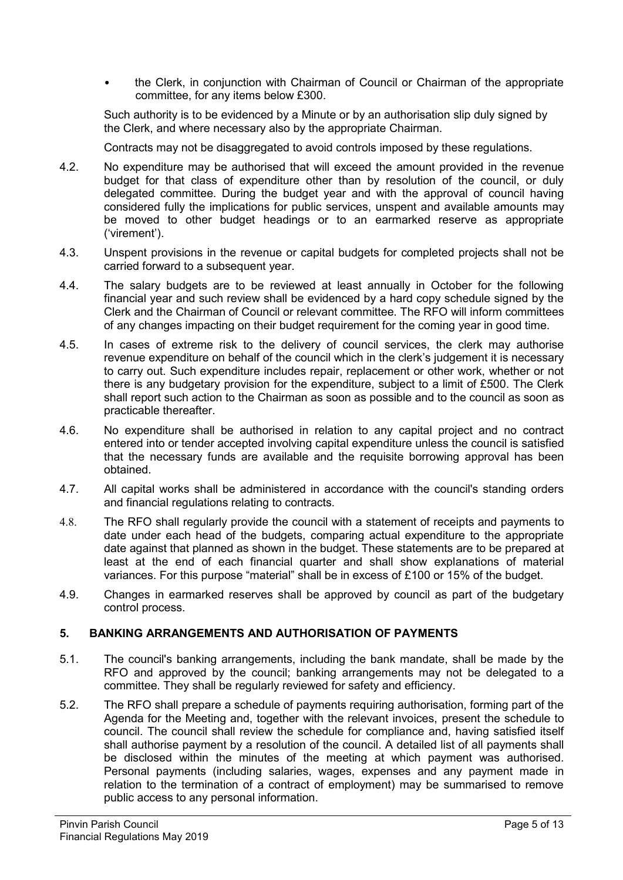- the Clerk, in conjunction with Chairman of Council or Chairman of the appropriate committee, for any items below £300.

Such authority is to be evidenced by a Minute or by an authorisation slip duly signed by the Clerk, and where necessary also by the appropriate Chairman.

Contracts may not be disaggregated to avoid controls imposed by these regulations.

4.2. No expenditure may be authorised that will exceed the amount provided in the revenue budget for that class of expenditure other than by resolution of the council, or duly delegated committee. During the budget year and with the approval of council having considered fully the implications for public services, unspent and available amounts may be moved to other budget headings or to an earmarked reserve as appropriate ('virement').

4.3. Unspent provisions in the revenue or capital budgets for completed projects shall not be carried forward to a subsequent year.

4.4. The salary budgets are to be reviewed at least annually in October for the following financial year and such review shall be evidenced by a hard copy schedule signed by the Clerk and the Chairman of Council or relevant committee. The RFO will inform committees of any changes impacting on their budget requirement for the coming year in good time.

4.5. In cases of extreme risk to the delivery of council services, the clerk may authorise revenue expenditure on behalf of the council which in the clerk's judgement it is necessary to carry out. Such expenditure includes repair, replacement or other work, whether or not there is any budgetary provision for the expenditure, subject to a limit of £500. The Clerk shall report such action to the Chairman as soon as possible and to the council as soon as practicable thereafter.

4.6. No expenditure shall be authorised in relation to any capital project and no contract entered into or tender accepted involving capital expenditure unless the council is satisfied that the necessary funds are available and the requisite borrowing approval has been obtained.

4.7. All capital works shall be administered in accordance with the council's standing orders and financial regulations relating to contracts.

4.8. The RFO shall regularly provide the council with a statement of receipts and payments to date under each head of the budgets, comparing actual expenditure to the appropriate date against that planned as shown in the budget. These statements are to be prepared at least at the end of each financial quarter and shall show explanations of material variances. For this purpose "material" shall be in excess of £100 or 15% of the budget.

4.9. Changes in earmarked reserves shall be approved by council as part of the budgetary control process.

## 5. BANKING ARRANGEMENTS AND AUTHORISATION OF PAYMENTS

5.1. The council's banking arrangements, including the bank mandate, shall be made by the RFO and approved by the council; banking arrangements may not be delegated to a committee. They shall be regularly reviewed for safety and efficiency.

5.2. The RFO shall prepare a schedule of payments requiring authorisation, forming part of the Agenda for the Meeting and, together with the relevant invoices, present the schedule to council. The council shall review the schedule for compliance and, having satisfied itself shall authorise payment by a resolution of the council. A detailed list of all payments shall be disclosed within the minutes of the meeting at which payment was authorised. Personal payments (including salaries, wages, expenses and any payment made in relation to the termination of a contract of employment) may be summarised to remove public access to any personal information.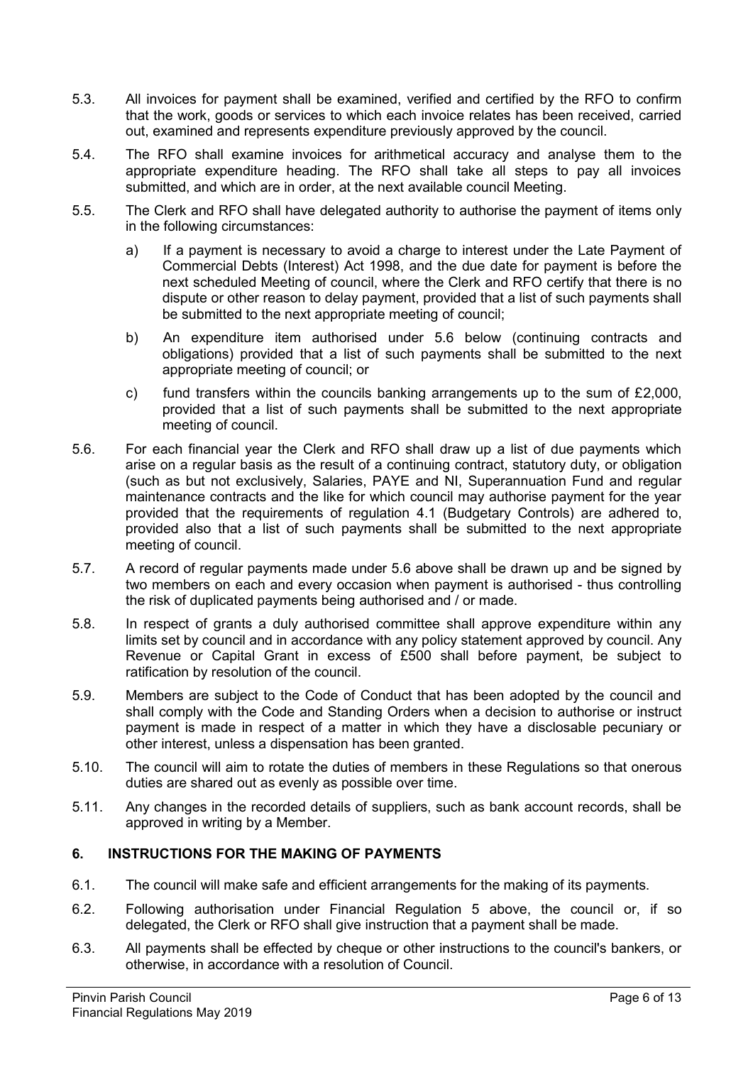5.3. All invoices for payment shall be examined, verified and certified by the RFO to confirm that the work, goods or services to which each invoice relates has been received, carried out, examined and represents expenditure previously approved by the council.

5.4. The RFO shall examine invoices for arithmetical accuracy and analyse them to the appropriate expenditure heading. The RFO shall take all steps to pay all invoices submitted, and which are in order, at the next available council Meeting.

5.5. The Clerk and RFO shall have delegated authority to authorise the payment of items only in the following circumstances:

a) If a payment is necessary to avoid a charge to interest under the Late Payment of Commercial Debts (Interest) Act 1998, and the due date for payment is before the next scheduled Meeting of council, where the Clerk and RFO certify that there is no dispute or other reason to delay payment, provided that a list of such payments shall be submitted to the next appropriate meeting of council;

b) An expenditure item authorised under 5.6 below (continuing contracts and obligations) provided that a list of such payments shall be submitted to the next appropriate meeting of council; or

c) fund transfers within the councils banking arrangements up to the sum of £2,000, provided that a list of such payments shall be submitted to the next appropriate meeting of council.

5.6. For each financial year the Clerk and RFO shall draw up a list of due payments which arise on a regular basis as the result of a continuing contract, statutory duty, or obligation (such as but not exclusively, Salaries, PAYE and NI, Superannuation Fund and regular maintenance contracts and the like for which council may authorise payment for the year provided that the requirements of regulation 4.1 (Budgetary Controls) are adhered to, provided also that a list of such payments shall be submitted to the next appropriate meeting of council.

5.7. A record of regular payments made under 5.6 above shall be drawn up and be signed by two members on each and every occasion when payment is authorised - thus controlling the risk of duplicated payments being authorised and / or made.

5.8. In respect of grants a duly authorised committee shall approve expenditure within any limits set by council and in accordance with any policy statement approved by council. Any Revenue or Capital Grant in excess of £500 shall before payment, be subject to ratification by resolution of the council.

5.9. Members are subject to the Code of Conduct that has been adopted by the council and shall comply with the Code and Standing Orders when a decision to authorise or instruct payment is made in respect of a matter in which they have a disclosable pecuniary or other interest, unless a dispensation has been granted.

5.10. The council will aim to rotate the duties of members in these Regulations so that onerous duties are shared out as evenly as possible over time.

5.11. Any changes in the recorded details of suppliers, such as bank account records, shall be approved in writing by a Member.

## 6. INSTRUCTIONS FOR THE MAKING OF PAYMENTS

6.1. The council will make safe and efficient arrangements for the making of its payments.

6.2. Following authorisation under Financial Regulation 5 above, the council or, if so delegated, the Clerk or RFO shall give instruction that a payment shall be made.

6.3. All payments shall be effected by cheque or other instructions to the council's bankers, or otherwise, in accordance with a resolution of Council.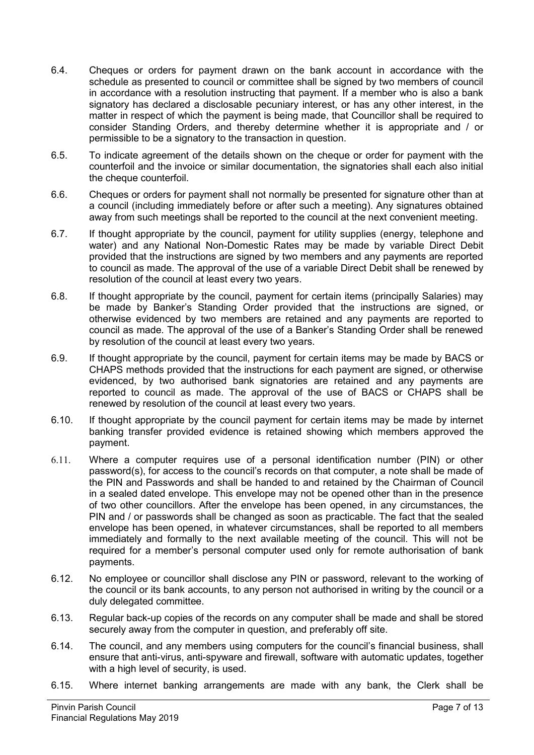6.4. Cheques or orders for payment drawn on the bank account in accordance with the schedule as presented to council or committee shall be signed by two members of council in accordance with a resolution instructing that payment. If a member who is also a bank signatory has declared a disclosable pecuniary interest, or has any other interest, in the matter in respect of which the payment is being made, that Councillor shall be required to consider Standing Orders, and thereby determine whether it is appropriate and / or permissible to be a signatory to the transaction in question.

6.5. To indicate agreement of the details shown on the cheque or order for payment with the counterfoil and the invoice or similar documentation, the signatories shall each also initial the cheque counterfoil.

6.6. Cheques or orders for payment shall not normally be presented for signature other than at a council (including immediately before or after such a meeting). Any signatures obtained away from such meetings shall be reported to the council at the next convenient meeting.

6.7. If thought appropriate by the council, payment for utility supplies (energy, telephone and water) and any National Non-Domestic Rates may be made by variable Direct Debit provided that the instructions are signed by two members and any payments are reported to council as made. The approval of the use of a variable Direct Debit shall be renewed by resolution of the council at least every two years.

6.8. If thought appropriate by the council, payment for certain items (principally Salaries) may be made by Banker's Standing Order provided that the instructions are signed, or otherwise evidenced by two members are retained and any payments are reported to council as made. The approval of the use of a Banker's Standing Order shall be renewed by resolution of the council at least every two years.

6.9. If thought appropriate by the council, payment for certain items may be made by BACS or CHAPS methods provided that the instructions for each payment are signed, or otherwise evidenced, by two authorised bank signatories are retained and any payments are reported to council as made. The approval of the use of BACS or CHAPS shall be renewed by resolution of the council at least every two years.

6.10. If thought appropriate by the council payment for certain items may be made by internet banking transfer provided evidence is retained showing which members approved the payment.

6.11. Where a computer requires use of a personal identification number (PIN) or other password(s), for access to the council's records on that computer, a note shall be made of the PIN and Passwords and shall be handed to and retained by the Chairman of Council in a sealed dated envelope. This envelope may not be opened other than in the presence of two other councillors. After the envelope has been opened, in any circumstances, the PIN and / or passwords shall be changed as soon as practicable. The fact that the sealed envelope has been opened, in whatever circumstances, shall be reported to all members immediately and formally to the next available meeting of the council. This will not be required for a member's personal computer used only for remote authorisation of bank payments.

6.12. No employee or councillor shall disclose any PIN or password, relevant to the working of the council or its bank accounts, to any person not authorised in writing by the council or a duly delegated committee.

6.13. Regular back-up copies of the records on any computer shall be made and shall be stored securely away from the computer in question, and preferably off site.

6.14. The council, and any members using computers for the council's financial business, shall ensure that anti-virus, anti-spyware and firewall, software with automatic updates, together with a high level of security, is used.

6.15. Where internet banking arrangements are made with any bank, the Clerk shall be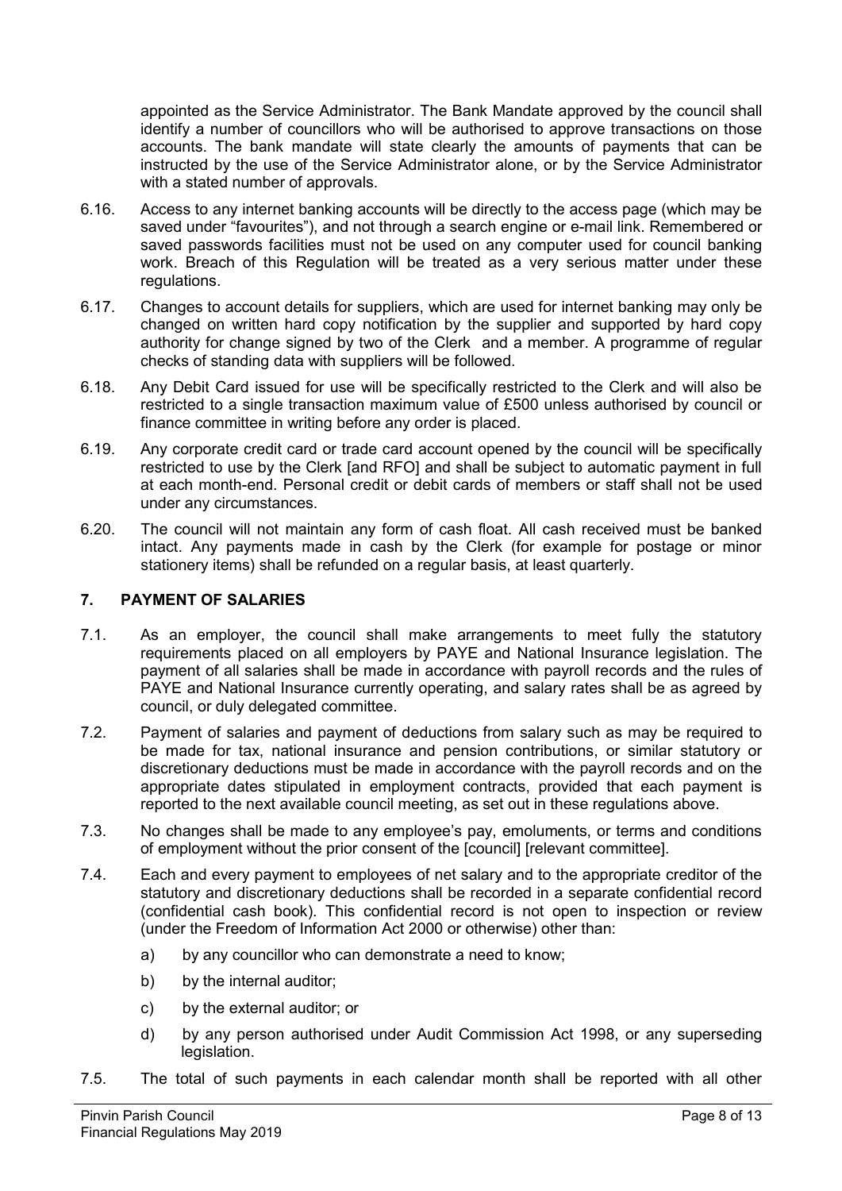appointed as the Service Administrator. The Bank Mandate approved by the council shall identify a number of councillors who will be authorised to approve transactions on those accounts. The bank mandate will state clearly the amounts of payments that can be instructed by the use of the Service Administrator alone, or by the Service Administrator with a stated number of approvals.

6.16. Access to any internet banking accounts will be directly to the access page (which may be saved under "favourites"), and not through a search engine or e-mail link. Remembered or saved passwords facilities must not be used on any computer used for council banking work. Breach of this Regulation will be treated as a very serious matter under these regulations.

6.17. Changes to account details for suppliers, which are used for internet banking may only be changed on written hard copy notification by the supplier and supported by hard copy authority for change signed by two of the Clerk and a member. A programme of regular checks of standing data with suppliers will be followed.

6.18. Any Debit Card issued for use will be specifically restricted to the Clerk and will also be restricted to a single transaction maximum value of £500 unless authorised by council or finance committee in writing before any order is placed.

6.19. Any corporate credit card or trade card account opened by the council will be specifically restricted to use by the Clerk [and RFO] and shall be subject to automatic payment in full at each month-end. Personal credit or debit cards of members or staff shall not be used under any circumstances.

6.20. The council will not maintain any form of cash float. All cash received must be banked intact. Any payments made in cash by the Clerk (for example for postage or minor stationery items) shall be refunded on a regular basis, at least quarterly.

## 7. PAYMENT OF SALARIES

7.1. As an employer, the council shall make arrangements to meet fully the statutory requirements placed on all employers by PAYE and National Insurance legislation. The payment of all salaries shall be made in accordance with payroll records and the rules of PAYE and National Insurance currently operating, and salary rates shall be as agreed by council, or duly delegated committee.

7.2. Payment of salaries and payment of deductions from salary such as may be required to be made for tax, national insurance and pension contributions, or similar statutory or discretionary deductions must be made in accordance with the payroll records and on the appropriate dates stipulated in employment contracts, provided that each payment is reported to the next available council meeting, as set out in these regulations above.

7.3. No changes shall be made to any employee's pay, emoluments, or terms and conditions of employment without the prior consent of the [council] [relevant committee].

7.4. Each and every payment to employees of net salary and to the appropriate creditor of the statutory and discretionary deductions shall be recorded in a separate confidential record (confidential cash book). This confidential record is not open to inspection or review (under the Freedom of Information Act 2000 or otherwise) other than:

a) by any councillor who can demonstrate a need to know;

b) by the internal auditor;

c) by the external auditor; or

d) by any person authorised under Audit Commission Act 1998, or any superseding legislation.

7.5. The total of such payments in each calendar month shall be reported with all other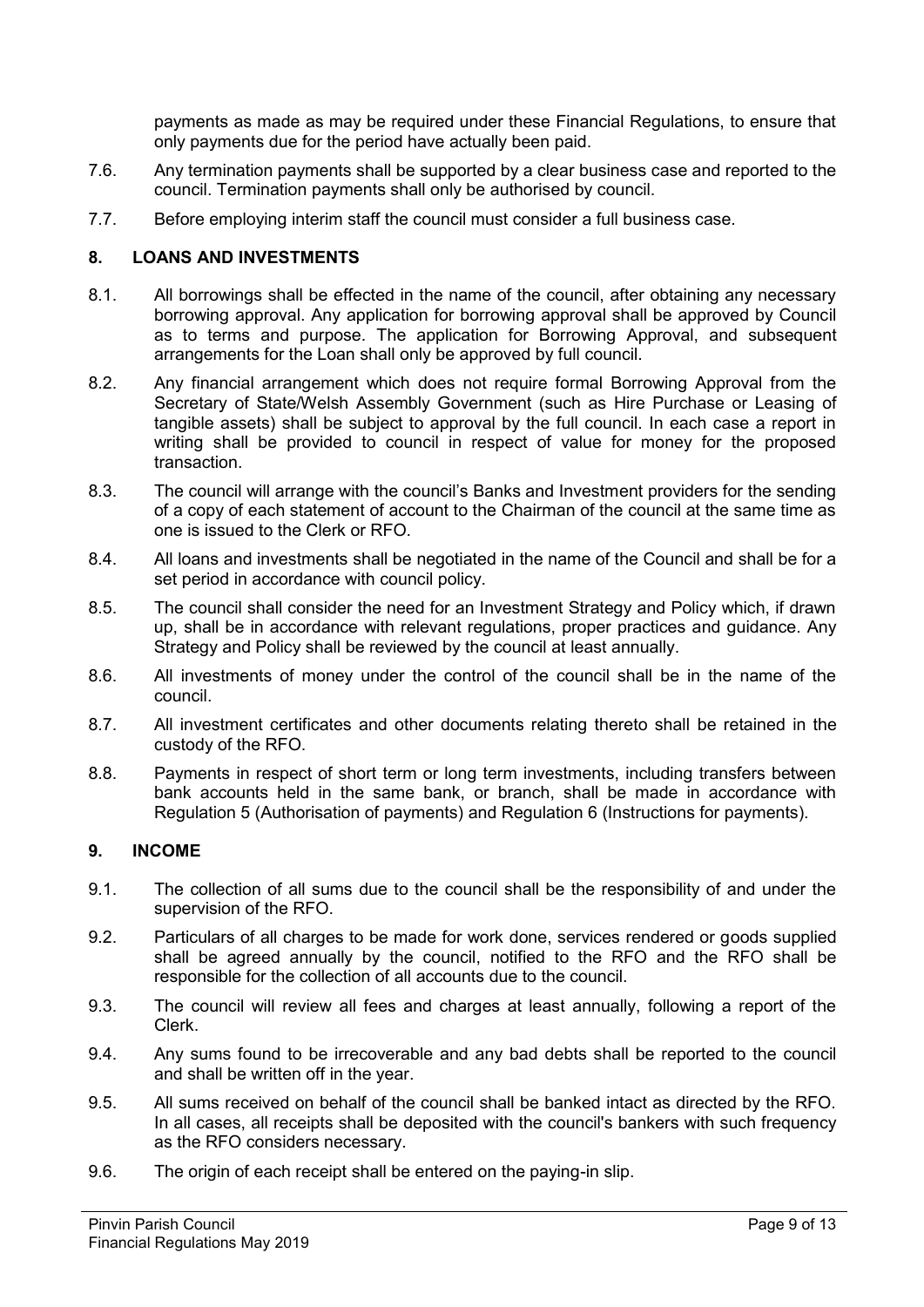payments as made as may be required under these Financial Regulations, to ensure that only payments due for the period have actually been paid.

7.6. Any termination payments shall be supported by a clear business case and reported to the council. Termination payments shall only be authorised by council.

7.7. Before employing interim staff the council must consider a full business case.

## 8. LOANS AND INVESTMENTS

8.1. All borrowings shall be effected in the name of the council, after obtaining any necessary borrowing approval. Any application for borrowing approval shall be approved by Council as to terms and purpose. The application for Borrowing Approval, and subsequent arrangements for the Loan shall only be approved by full council.

8.2. Any financial arrangement which does not require formal Borrowing Approval from the Secretary of State/Welsh Assembly Government (such as Hire Purchase or Leasing of tangible assets) shall be subject to approval by the full council. In each case a report in writing shall be provided to council in respect of value for money for the proposed transaction.

8.3. The council will arrange with the council's Banks and Investment providers for the sending of a copy of each statement of account to the Chairman of the council at the same time as one is issued to the Clerk or RFO.

8.4. All loans and investments shall be negotiated in the name of the Council and shall be for a set period in accordance with council policy.

8.5. The council shall consider the need for an Investment Strategy and Policy which, if drawn up, shall be in accordance with relevant regulations, proper practices and guidance. Any Strategy and Policy shall be reviewed by the council at least annually.

8.6. All investments of money under the control of the council shall be in the name of the council.

8.7. All investment certificates and other documents relating thereto shall be retained in the custody of the RFO.

8.8. Payments in respect of short term or long term investments, including transfers between bank accounts held in the same bank, or branch, shall be made in accordance with Regulation 5 (Authorisation of payments) and Regulation 6 (Instructions for payments).

## 9. INCOME

9.1. The collection of all sums due to the council shall be the responsibility of and under the supervision of the RFO.

9.2. Particulars of all charges to be made for work done, services rendered or goods supplied shall be agreed annually by the council, notified to the RFO and the RFO shall be responsible for the collection of all accounts due to the council.

9.3. The council will review all fees and charges at least annually, following a report of the Clerk.

9.4. Any sums found to be irrecoverable and any bad debts shall be reported to the council and shall be written off in the year.

9.5. All sums received on behalf of the council shall be banked intact as directed by the RFO. In all cases, all receipts shall be deposited with the council's bankers with such frequency as the RFO considers necessary.

9.6. The origin of each receipt shall be entered on the paying-in slip.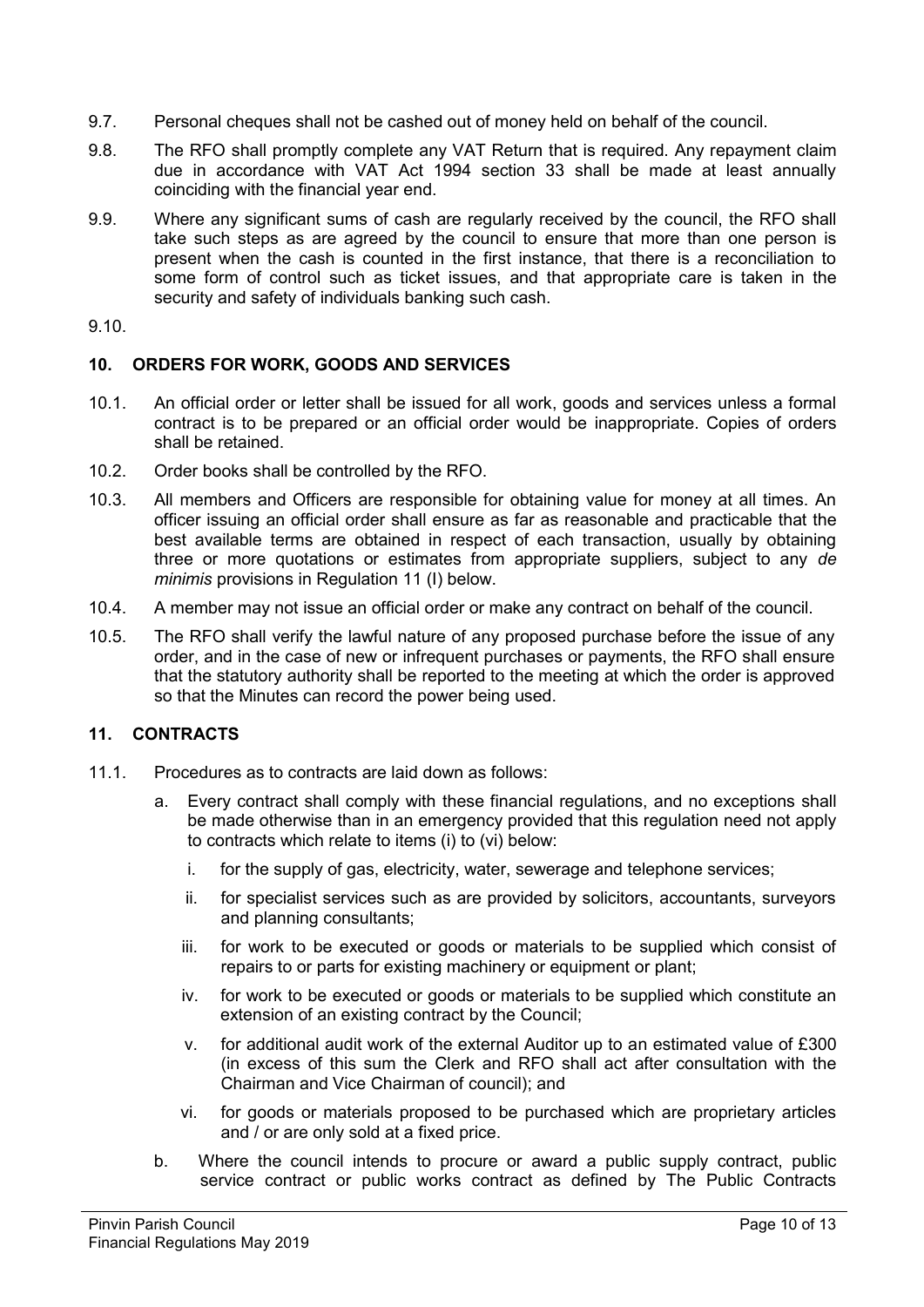9.7. Personal cheques shall not be cashed out of money held on behalf of the council.

9.8. The RFO shall promptly complete any VAT Return that is required. Any repayment claim due in accordance with VAT Act 1994 section 33 shall be made at least annually coinciding with the financial year end.

9.9. Where any significant sums of cash are regularly received by the council, the RFO shall take such steps as are agreed by the council to ensure that more than one person is present when the cash is counted in the first instance, that there is a reconciliation to some form of control such as ticket issues, and that appropriate care is taken in the security and safety of individuals banking such cash.

9.10.

## 10. ORDERS FOR WORK, GOODS AND SERVICES

10.1. An official order or letter shall be issued for all work, goods and services unless a formal contract is to be prepared or an official order would be inappropriate. Copies of orders shall be retained.

10.2. Order books shall be controlled by the RFO.

10.3. All members and Officers are responsible for obtaining value for money at all times. An officer issuing an official order shall ensure as far as reasonable and practicable that the best available terms are obtained in respect of each transaction, usually by obtaining three or more quotations or estimates from appropriate suppliers, subject to any *de minimis* provisions in Regulation 11 (I) below.

10.4. A member may not issue an official order or make any contract on behalf of the council.

10.5. The RFO shall verify the lawful nature of any proposed purchase before the issue of any order, and in the case of new or infrequent purchases or payments, the RFO shall ensure that the statutory authority shall be reported to the meeting at which the order is approved so that the Minutes can record the power being used.

## 11. CONTRACTS

11.1. Procedures as to contracts are laid down as follows:

a. Every contract shall comply with these financial regulations, and no exceptions shall be made otherwise than in an emergency provided that this regulation need not apply to contracts which relate to items (i) to (vi) below:

   i. for the supply of gas, electricity, water, sewerage and telephone services;

   ii. for specialist services such as are provided by solicitors, accountants, surveyors and planning consultants;

   iii. for work to be executed or goods or materials to be supplied which consist of repairs to or parts for existing machinery or equipment or plant;

   iv. for work to be executed or goods or materials to be supplied which constitute an extension of an existing contract by the Council;

   v. for additional audit work of the external Auditor up to an estimated value of £300 (in excess of this sum the Clerk and RFO shall act after consultation with the Chairman and Vice Chairman of council); and

   vi. for goods or materials proposed to be purchased which are proprietary articles and / or are only sold at a fixed price.

b. Where the council intends to procure or award a public supply contract, public service contract or public works contract as defined by The Public Contracts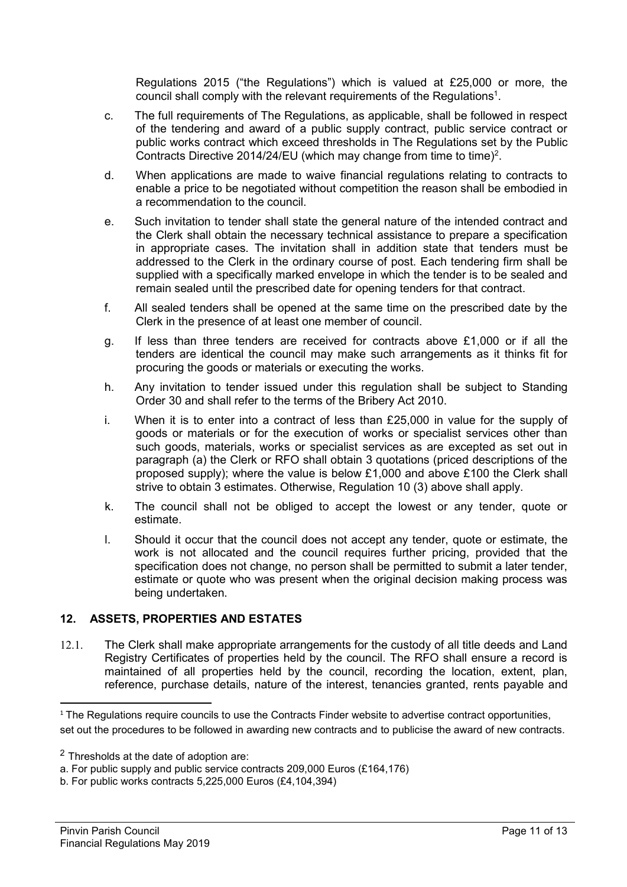Regulations 2015 ("the Regulations") which is valued at £25,000 or more, the council shall comply with the relevant requirements of the Regulations[1].

c. The full requirements of The Regulations, as applicable, shall be followed in respect of the tendering and award of a public supply contract, public service contract or public works contract which exceed thresholds in The Regulations set by the Public Contracts Directive 2014/24/EU (which may change from time to time)[2].

d. When applications are made to waive financial regulations relating to contracts to enable a price to be negotiated without competition the reason shall be embodied in a recommendation to the council.

e. Such invitation to tender shall state the general nature of the intended contract and the Clerk shall obtain the necessary technical assistance to prepare a specification in appropriate cases. The invitation shall in addition state that tenders must be addressed to the Clerk in the ordinary course of post. Each tendering firm shall be supplied with a specifically marked envelope in which the tender is to be sealed and remain sealed until the prescribed date for opening tenders for that contract.

f. All sealed tenders shall be opened at the same time on the prescribed date by the Clerk in the presence of at least one member of council.

g. If less than three tenders are received for contracts above £1,000 or if all the tenders are identical the council may make such arrangements as it thinks fit for procuring the goods or materials or executing the works.

h. Any invitation to tender issued under this regulation shall be subject to Standing Order 30 and shall refer to the terms of the Bribery Act 2010.

i. When it is to enter into a contract of less than £25,000 in value for the supply of goods or materials or for the execution of works or specialist services other than such goods, materials, works or specialist services as are excepted as set out in paragraph (a) the Clerk or RFO shall obtain 3 quotations (priced descriptions of the proposed supply); where the value is below £1,000 and above £100 the Clerk shall strive to obtain 3 estimates. Otherwise, Regulation 10 (3) above shall apply.

k. The council shall not be obliged to accept the lowest or any tender, quote or estimate.

l. Should it occur that the council does not accept any tender, quote or estimate, the work is not allocated and the council requires further pricing, provided that the specification does not change, no person shall be permitted to submit a later tender, estimate or quote who was present when the original decision making process was being undertaken.

## 12. ASSETS, PROPERTIES AND ESTATES

12.1. The Clerk shall make appropriate arrangements for the custody of all title deeds and Land Registry Certificates of properties held by the council. The RFO shall ensure a record is maintained of all properties held by the council, recording the location, extent, plan, reference, purchase details, nature of the interest, tenancies granted, rents payable and

---

[1] The Regulations require councils to use the Contracts Finder website to advertise contract opportunities, set out the procedures to be followed in awarding new contracts and to publicise the award of new contracts.

[2] Thresholds at the date of adoption are:
a. For public supply and public service contracts 209,000 Euros (£164,176)
b. For public works contracts 5,225,000 Euros (£4,104,394)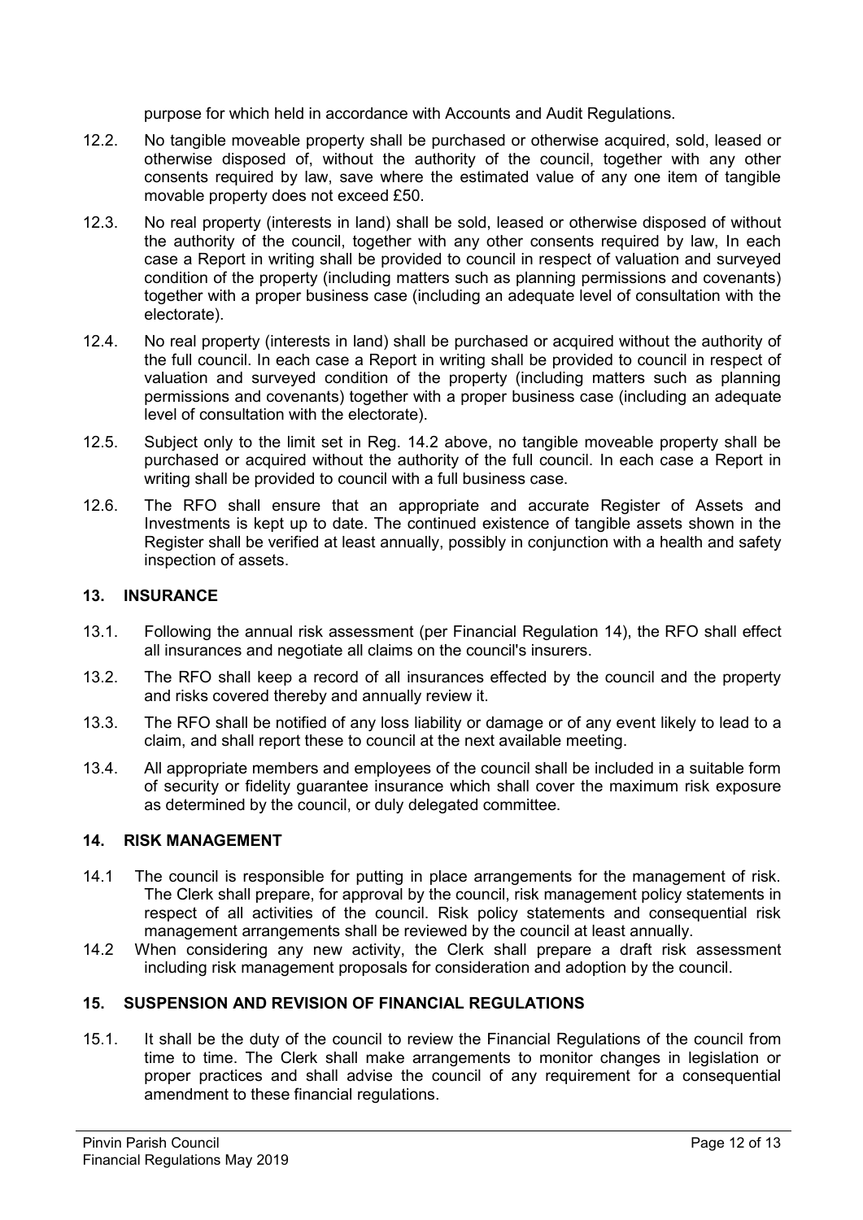purpose for which held in accordance with Accounts and Audit Regulations.

12.2. No tangible moveable property shall be purchased or otherwise acquired, sold, leased or otherwise disposed of, without the authority of the council, together with any other consents required by law, save where the estimated value of any one item of tangible movable property does not exceed £50.

12.3. No real property (interests in land) shall be sold, leased or otherwise disposed of without the authority of the council, together with any other consents required by law, In each case a Report in writing shall be provided to council in respect of valuation and surveyed condition of the property (including matters such as planning permissions and covenants) together with a proper business case (including an adequate level of consultation with the electorate).

12.4. No real property (interests in land) shall be purchased or acquired without the authority of the full council. In each case a Report in writing shall be provided to council in respect of valuation and surveyed condition of the property (including matters such as planning permissions and covenants) together with a proper business case (including an adequate level of consultation with the electorate).

12.5. Subject only to the limit set in Reg. 14.2 above, no tangible moveable property shall be purchased or acquired without the authority of the full council. In each case a Report in writing shall be provided to council with a full business case.

12.6. The RFO shall ensure that an appropriate and accurate Register of Assets and Investments is kept up to date. The continued existence of tangible assets shown in the Register shall be verified at least annually, possibly in conjunction with a health and safety inspection of assets.

## 13. INSURANCE

13.1. Following the annual risk assessment (per Financial Regulation 14), the RFO shall effect all insurances and negotiate all claims on the council's insurers.

13.2. The RFO shall keep a record of all insurances effected by the council and the property and risks covered thereby and annually review it.

13.3. The RFO shall be notified of any loss liability or damage or of any event likely to lead to a claim, and shall report these to council at the next available meeting.

13.4. All appropriate members and employees of the council shall be included in a suitable form of security or fidelity guarantee insurance which shall cover the maximum risk exposure as determined by the council, or duly delegated committee.

## 14. RISK MANAGEMENT

14.1 The council is responsible for putting in place arrangements for the management of risk. The Clerk shall prepare, for approval by the council, risk management policy statements in respect of all activities of the council. Risk policy statements and consequential risk management arrangements shall be reviewed by the council at least annually.

14.2 When considering any new activity, the Clerk shall prepare a draft risk assessment including risk management proposals for consideration and adoption by the council.

## 15. SUSPENSION AND REVISION OF FINANCIAL REGULATIONS

15.1. It shall be the duty of the council to review the Financial Regulations of the council from time to time. The Clerk shall make arrangements to monitor changes in legislation or proper practices and shall advise the council of any requirement for a consequential amendment to these financial regulations.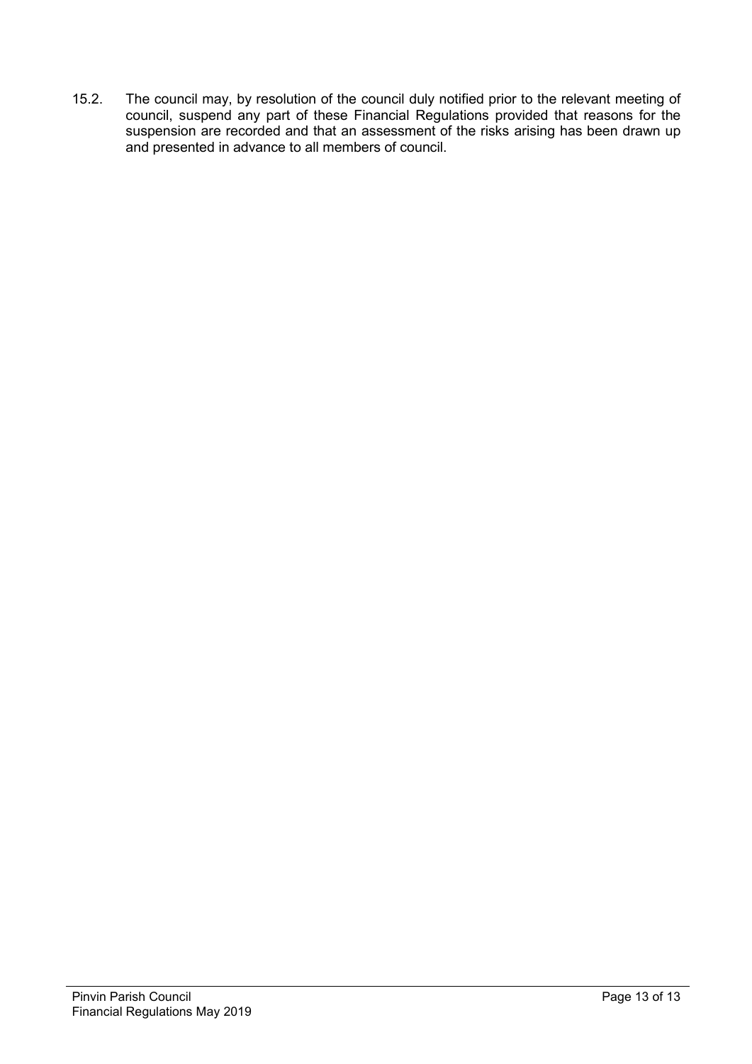15.2. The council may, by resolution of the council duly notified prior to the relevant meeting of council, suspend any part of these Financial Regulations provided that reasons for the suspension are recorded and that an assessment of the risks arising has been drawn up and presented in advance to all members of council.